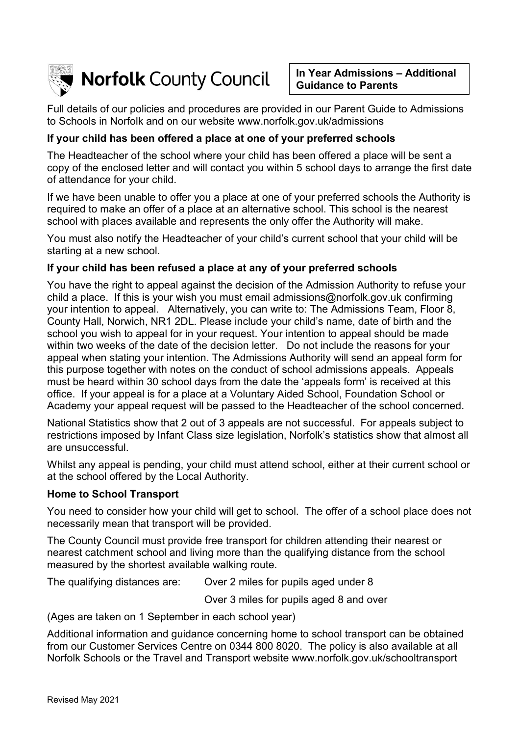Norfolk County Council

**In Year Admissions – Additional Guidance to Parents**

Full details of our policies and procedures are provided in our Parent Guide to Admissions to Schools in Norfolk and on our website www.norfolk.gov.uk/admissions

### If your child has been offered a place at one of your preferred schools

The Headteacher of the school where your child has been offered a place will be sent a copy of the enclosed letter and will contact you within 5 school days to arrange the first date of attendance for your child.

If we have been unable to offer you a place at one of your preferred schools the Authority is required to make an offer of a place at an alternative school. This school is the nearest school with places available and represents the only offer the Authority will make.

You must also notify the Headteacher of your child's current school that your child will be starting at a new school.

### If your child has been refused a place at any of your preferred schools

You have the right to appeal against the decision of the Admission Authority to refuse your child a place. If this is your wish you must email admissions@norfolk.gov.uk confirming your intention to appeal. Alternatively, you can write to: The Admissions Team, Floor 8, County Hall, Norwich, NR1 2DL. Please include your child's name, date of birth and the school you wish to appeal for in your request. Your intention to appeal should be made within two weeks of the date of the decision letter. Do not include the reasons for your appeal when stating your intention. The Admissions Authority will send an appeal form for this purpose together with notes on the conduct of school admissions appeals. Appeals must be heard within 30 school days from the date the 'appeals form' is received at this office. If your appeal is for a place at a Voluntary Aided School, Foundation School or Academy your appeal request will be passed to the Headteacher of the school concerned.

National Statistics show that 2 out of 3 appeals are not successful. For appeals subject to restrictions imposed by Infant Class size legislation, Norfolk's statistics show that almost all are unsuccessful.

Whilst any appeal is pending, your child must attend school, either at their current school or at the school offered by the Local Authority.

### Home to School Transport

You need to consider how your child will get to school. The offer of a school place does not necessarily mean that transport will be provided.

The County Council must provide free transport for children attending their nearest or nearest catchment school and living more than the qualifying distance from the school measured by the shortest available walking route.

The qualifying distances are:
- Over 2 miles for pupils aged under 8
- Over 3 miles for pupils aged 8 and over

(Ages are taken on 1 September in each school year)

Additional information and guidance concerning home to school transport can be obtained from our Customer Services Centre on 0344 800 8020. The policy is also available at all Norfolk Schools or the Travel and Transport website www.norfolk.gov.uk/schooltransport

Revised May 2021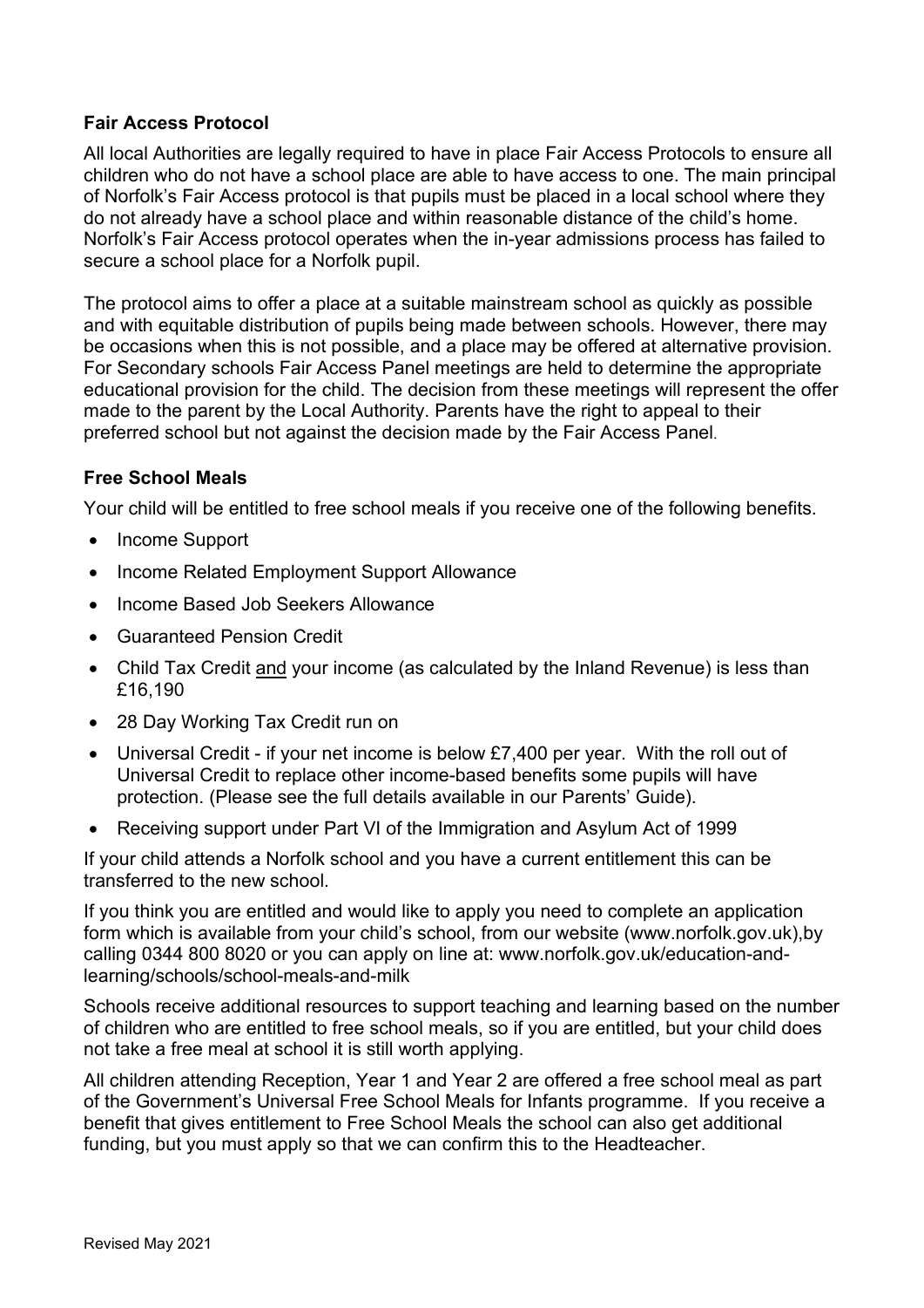### Fair Access Protocol

All local Authorities are legally required to have in place Fair Access Protocols to ensure all children who do not have a school place are able to have access to one. The main principal of Norfolk's Fair Access protocol is that pupils must be placed in a local school where they do not already have a school place and within reasonable distance of the child's home. Norfolk's Fair Access protocol operates when the in-year admissions process has failed to secure a school place for a Norfolk pupil.

The protocol aims to offer a place at a suitable mainstream school as quickly as possible and with equitable distribution of pupils being made between schools. However, there may be occasions when this is not possible, and a place may be offered at alternative provision. For Secondary schools Fair Access Panel meetings are held to determine the appropriate educational provision for the child. The decision from these meetings will represent the offer made to the parent by the Local Authority. Parents have the right to appeal to their preferred school but not against the decision made by the Fair Access Panel.

### Free School Meals

Your child will be entitled to free school meals if you receive one of the following benefits.

- Income Support
- Income Related Employment Support Allowance
- Income Based Job Seekers Allowance
- Guaranteed Pension Credit
- Child Tax Credit and your income (as calculated by the Inland Revenue) is less than £16,190
- 28 Day Working Tax Credit run on
- Universal Credit - if your net income is below £7,400 per year. With the roll out of Universal Credit to replace other income-based benefits some pupils will have protection. (Please see the full details available in our Parents' Guide).
- Receiving support under Part VI of the Immigration and Asylum Act of 1999

If your child attends a Norfolk school and you have a current entitlement this can be transferred to the new school.

If you think you are entitled and would like to apply you need to complete an application form which is available from your child's school, from our website (www.norfolk.gov.uk),by calling 0344 800 8020 or you can apply on line at: www.norfolk.gov.uk/education-and-learning/schools/school-meals-and-milk

Schools receive additional resources to support teaching and learning based on the number of children who are entitled to free school meals, so if you are entitled, but your child does not take a free meal at school it is still worth applying.

All children attending Reception, Year 1 and Year 2 are offered a free school meal as part of the Government's Universal Free School Meals for Infants programme. If you receive a benefit that gives entitlement to Free School Meals the school can also get additional funding, but you must apply so that we can confirm this to the Headteacher.

Revised May 2021